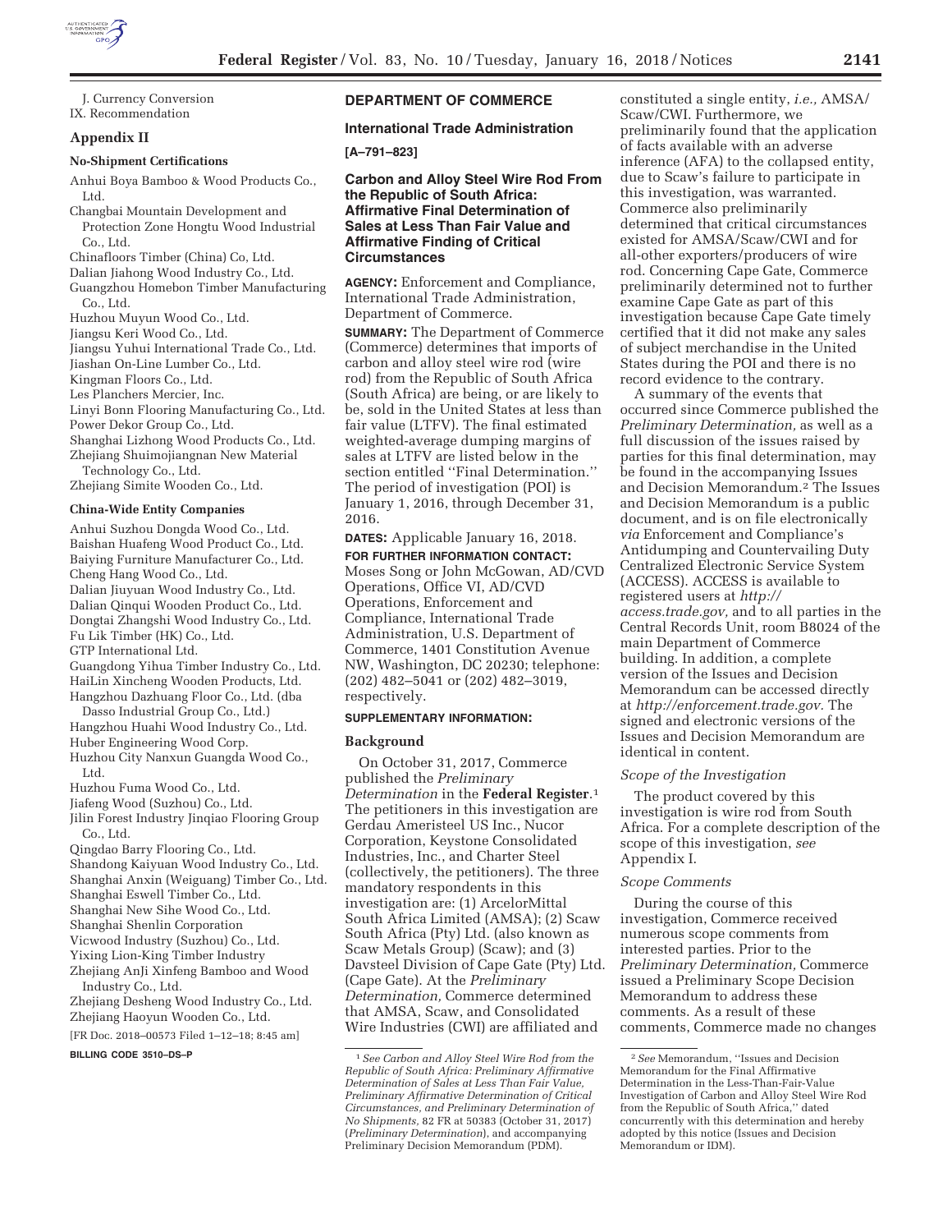J. Currency Conversion
IX. Recommendation

## Appendix II

### No-Shipment Certifications

Anhui Boya Bamboo & Wood Products Co., Ltd.
Changbai Mountain Development and Protection Zone Hongtu Wood Industrial Co., Ltd.
Chinafloors Timber (China) Co, Ltd.
Dalian Jiahong Wood Industry Co., Ltd.
Guangzhou Homebon Timber Manufacturing Co., Ltd.
Huzhou Muyun Wood Co., Ltd.
Jiangsu Keri Wood Co., Ltd.
Jiangsu Yuhui International Trade Co., Ltd.
Jiashan On-Line Lumber Co., Ltd.
Kingman Floors Co., Ltd.
Les Planchers Mercier, Inc.
Linyi Bonn Flooring Manufacturing Co., Ltd.
Power Dekor Group Co., Ltd.
Shanghai Lizhong Wood Products Co., Ltd.
Zhejiang Shuimojiangnan New Material Technology Co., Ltd.
Zhejiang Simite Wooden Co., Ltd.

### China-Wide Entity Companies

Anhui Suzhou Dongda Wood Co., Ltd.
Baishan Huafeng Wood Product Co., Ltd.
Baiying Furniture Manufacturer Co., Ltd.
Cheng Hang Wood Co., Ltd.
Dalian Jiuyuan Wood Industry Co., Ltd.
Dalian Qinqui Wooden Product Co., Ltd.
Dongtai Zhangshi Wood Industry Co., Ltd.
Fu Lik Timber (HK) Co., Ltd.
GTP International Ltd.
Guangdong Yihua Timber Industry Co., Ltd.
HaiLin Xincheng Wooden Products, Ltd.
Hangzhou Dazhuang Floor Co., Ltd. (dba Dasso Industrial Group Co., Ltd.)
Hangzhou Huahi Wood Industry Co., Ltd.
Huber Engineering Wood Corp.
Huzhou City Nanxun Guangda Wood Co., Ltd.
Huzhou Fuma Wood Co., Ltd.
Jiafeng Wood (Suzhou) Co., Ltd.
Jilin Forest Industry Jinqiao Flooring Group Co., Ltd.
Qingdao Barry Flooring Co., Ltd.
Shandong Kaiyuan Wood Industry Co., Ltd.
Shanghai Anxin (Weiguang) Timber Co., Ltd.
Shanghai Eswell Timber Co., Ltd.
Shanghai New Sihe Wood Co., Ltd.
Shanghai Shenlin Corporation
Vicwood Industry (Suzhou) Co., Ltd.
Yixing Lion-King Timber Industry
Zhejiang AnJi Xinfeng Bamboo and Wood Industry Co., Ltd.
Zhejiang Desheng Wood Industry Co., Ltd.
Zhejiang Haoyun Wooden Co., Ltd.

[FR Doc. 2018–00573 Filed 1–12–18; 8:45 am]

BILLING CODE 3510–DS–P

## DEPARTMENT OF COMMERCE

### International Trade Administration

**[A–791–823]**

### Carbon and Alloy Steel Wire Rod From the Republic of South Africa: Affirmative Final Determination of Sales at Less Than Fair Value and Affirmative Finding of Critical Circumstances

**AGENCY:** Enforcement and Compliance, International Trade Administration, Department of Commerce.

**SUMMARY:** The Department of Commerce (Commerce) determines that imports of carbon and alloy steel wire rod (wire rod) from the Republic of South Africa (South Africa) are being, or are likely to be, sold in the United States at less than fair value (LTFV). The final estimated weighted-average dumping margins of sales at LTFV are listed below in the section entitled ''Final Determination.'' The period of investigation (POI) is January 1, 2016, through December 31, 2016.

**DATES:** Applicable January 16, 2018.

**FOR FURTHER INFORMATION CONTACT:** Moses Song or John McGowan, AD/CVD Operations, Office VI, AD/CVD Operations, Enforcement and Compliance, International Trade Administration, U.S. Department of Commerce, 1401 Constitution Avenue NW, Washington, DC 20230; telephone: (202) 482–5041 or (202) 482–3019, respectively.

**SUPPLEMENTARY INFORMATION:**

### Background

On October 31, 2017, Commerce published the *Preliminary Determination* in the **Federal Register**.[1] The petitioners in this investigation are Gerdau Ameristeel US Inc., Nucor Corporation, Keystone Consolidated Industries, Inc., and Charter Steel (collectively, the petitioners). The three mandatory respondents in this investigation are: (1) ArcelorMittal South Africa Limited (AMSA); (2) Scaw South Africa (Pty) Ltd. (also known as Scaw Metals Group) (Scaw); and (3) Davsteel Division of Cape Gate (Pty) Ltd. (Cape Gate). At the *Preliminary Determination,* Commerce determined that AMSA, Scaw, and Consolidated Wire Industries (CWI) are affiliated and constituted a single entity, *i.e.,* AMSA/Scaw/CWI. Furthermore, we preliminarily found that the application of facts available with an adverse inference (AFA) to the collapsed entity, due to Scaw's failure to participate in this investigation, was warranted. Commerce also preliminarily determined that critical circumstances existed for AMSA/Scaw/CWI and for all-other exporters/producers of wire rod. Concerning Cape Gate, Commerce preliminarily determined not to further examine Cape Gate as part of this investigation because Cape Gate timely certified that it did not make any sales of subject merchandise in the United States during the POI and there is no record evidence to the contrary.

A summary of the events that occurred since Commerce published the *Preliminary Determination,* as well as a full discussion of the issues raised by parties for this final determination, may be found in the accompanying Issues and Decision Memorandum.[2] The Issues and Decision Memorandum is a public document, and is on file electronically *via* Enforcement and Compliance's Antidumping and Countervailing Duty Centralized Electronic Service System (ACCESS). ACCESS is available to registered users at *http://access.trade.gov,* and to all parties in the Central Records Unit, room B8024 of the main Department of Commerce building. In addition, a complete version of the Issues and Decision Memorandum can be accessed directly at *http://enforcement.trade.gov.* The signed and electronic versions of the Issues and Decision Memorandum are identical in content.

#### *Scope of the Investigation*

The product covered by this investigation is wire rod from South Africa. For a complete description of the scope of this investigation, *see* Appendix I.

#### *Scope Comments*

During the course of this investigation, Commerce received numerous scope comments from interested parties. Prior to the *Preliminary Determination,* Commerce issued a Preliminary Scope Decision Memorandum to address these comments. As a result of these comments, Commerce made no changes

[1] *See Carbon and Alloy Steel Wire Rod from the Republic of South Africa: Preliminary Affirmative Determination of Sales at Less Than Fair Value, Preliminary Affirmative Determination of Critical Circumstances, and Preliminary Determination of No Shipments,* 82 FR at 50383 (October 31, 2017) (*Preliminary Determination*), and accompanying Preliminary Decision Memorandum (PDM).

[2] *See* Memorandum, ''Issues and Decision Memorandum for the Final Affirmative Determination in the Less-Than-Fair-Value Investigation of Carbon and Alloy Steel Wire Rod from the Republic of South Africa,'' dated concurrently with this determination and hereby adopted by this notice (Issues and Decision Memorandum or IDM).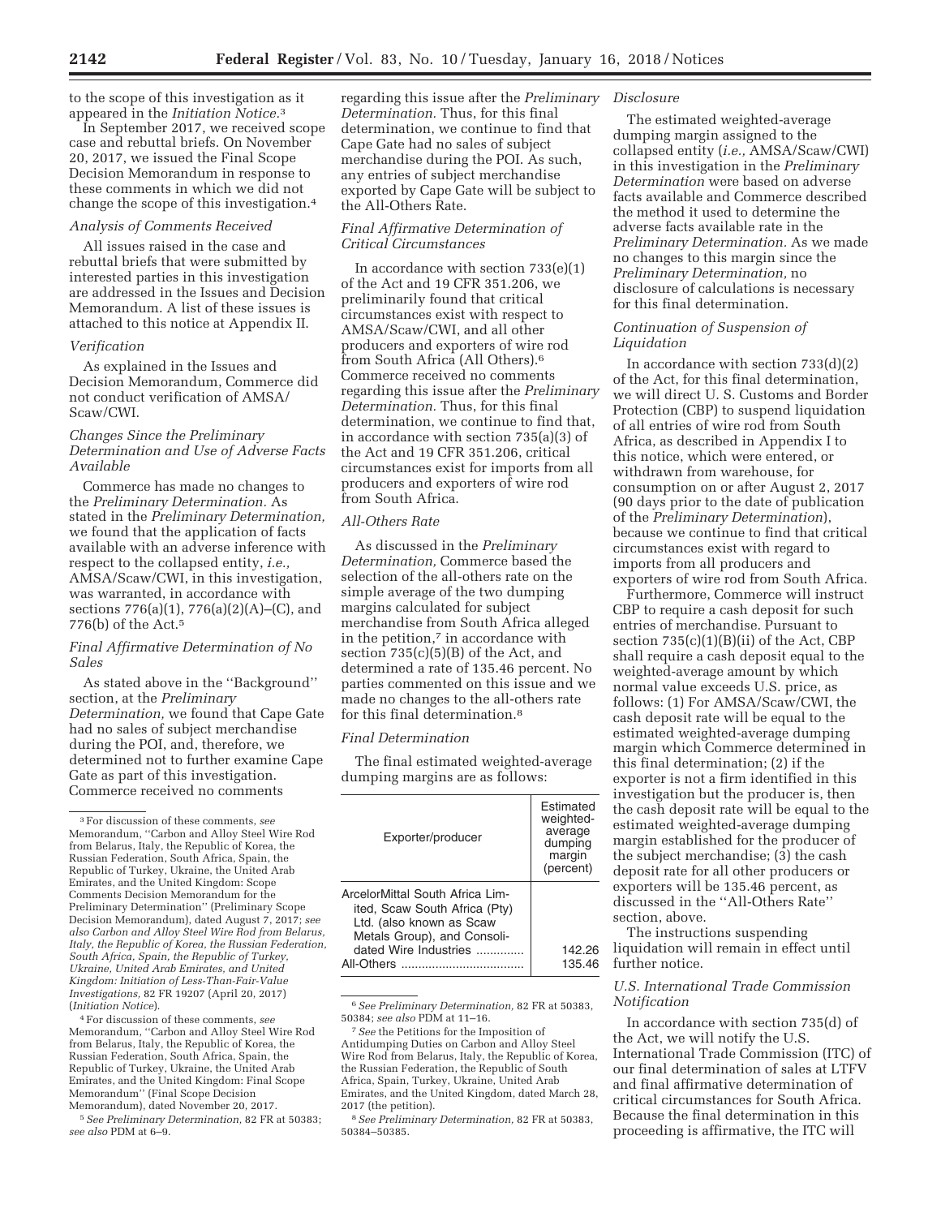to the scope of this investigation as it appeared in the *Initiation Notice*.[3]

In September 2017, we received scope case and rebuttal briefs. On November 20, 2017, we issued the Final Scope Decision Memorandum in response to these comments in which we did not change the scope of this investigation.[4]

*Analysis of Comments Received*

All issues raised in the case and rebuttal briefs that were submitted by interested parties in this investigation are addressed in the Issues and Decision Memorandum. A list of these issues is attached to this notice at Appendix II.

*Verification*

As explained in the Issues and Decision Memorandum, Commerce did not conduct verification of AMSA/Scaw/CWI.

*Changes Since the Preliminary Determination and Use of Adverse Facts Available*

Commerce has made no changes to the *Preliminary Determination.* As stated in the *Preliminary Determination,* we found that the application of facts available with an adverse inference with respect to the collapsed entity, *i.e.,* AMSA/Scaw/CWI, in this investigation, was warranted, in accordance with sections 776(a)(1), 776(a)(2)(A)–(C), and 776(b) of the Act.[5]

*Final Affirmative Determination of No Sales*

As stated above in the ''Background'' section, at the *Preliminary Determination,* we found that Cape Gate had no sales of subject merchandise during the POI, and, therefore, we determined not to further examine Cape Gate as part of this investigation. Commerce received no comments regarding this issue after the *Preliminary Determination.* Thus, for this final determination, we continue to find that Cape Gate had no sales of subject merchandise during the POI. As such, any entries of subject merchandise exported by Cape Gate will be subject to the All-Others Rate.

*Final Affirmative Determination of Critical Circumstances*

In accordance with section 733(e)(1) of the Act and 19 CFR 351.206, we preliminarily found that critical circumstances exist with respect to AMSA/Scaw/CWI, and all other producers and exporters of wire rod from South Africa (All Others).[6] Commerce received no comments regarding this issue after the *Preliminary Determination.* Thus, for this final determination, we continue to find that, in accordance with section 735(a)(3) of the Act and 19 CFR 351.206, critical circumstances exist for imports from all producers and exporters of wire rod from South Africa.

*All-Others Rate*

As discussed in the *Preliminary Determination,* Commerce based the selection of the all-others rate on the simple average of the two dumping margins calculated for subject merchandise from South Africa alleged in the petition,[7] in accordance with section 735(c)(5)(B) of the Act, and determined a rate of 135.46 percent. No parties commented on this issue and we made no changes to the all-others rate for this final determination.[8]

*Final Determination*

The final estimated weighted-average dumping margins are as follows:

| Exporter/producer | Estimated weighted-average dumping margin (percent) |
| --- | --- |
| ArcelorMittal South Africa Limited, Scaw South Africa (Pty) Ltd. (also known as Scaw Metals Group), and Consolidated Wire Industries | 142.26 |
| All-Others | 135.46 |

*Disclosure*

The estimated weighted-average dumping margin assigned to the collapsed entity (*i.e.,* AMSA/Scaw/CWI) in this investigation in the *Preliminary Determination* were based on adverse facts available and Commerce described the method it used to determine the adverse facts available rate in the *Preliminary Determination.* As we made no changes to this margin since the *Preliminary Determination,* no disclosure of calculations is necessary for this final determination.

*Continuation of Suspension of Liquidation*

In accordance with section 733(d)(2) of the Act, for this final determination, we will direct U. S. Customs and Border Protection (CBP) to suspend liquidation of all entries of wire rod from South Africa, as described in Appendix I to this notice, which were entered, or withdrawn from warehouse, for consumption on or after August 2, 2017 (90 days prior to the date of publication of the *Preliminary Determination*), because we continue to find that critical circumstances exist with regard to imports from all producers and exporters of wire rod from South Africa.

Furthermore, Commerce will instruct CBP to require a cash deposit for such entries of merchandise. Pursuant to section 735(c)(1)(B)(ii) of the Act, CBP shall require a cash deposit equal to the weighted-average amount by which normal value exceeds U.S. price, as follows: (1) For AMSA/Scaw/CWI, the cash deposit rate will be equal to the estimated weighted-average dumping margin which Commerce determined in this final determination; (2) if the exporter is not a firm identified in this investigation but the producer is, then the cash deposit rate will be equal to the estimated weighted-average dumping margin established for the producer of the subject merchandise; (3) the cash deposit rate for all other producers or exporters will be 135.46 percent, as discussed in the ''All-Others Rate'' section, above.

The instructions suspending liquidation will remain in effect until further notice.

*U.S. International Trade Commission Notification*

In accordance with section 735(d) of the Act, we will notify the U.S. International Trade Commission (ITC) of our final determination of sales at LTFV and final affirmative determination of critical circumstances for South Africa. Because the final determination in this proceeding is affirmative, the ITC will

---

[3] For discussion of these comments, *see* Memorandum, ''Carbon and Alloy Steel Wire Rod from Belarus, Italy, the Republic of Korea, the Russian Federation, South Africa, Spain, the Republic of Turkey, Ukraine, the United Arab Emirates, and the United Kingdom: Scope Comments Decision Memorandum for the Preliminary Determination'' (Preliminary Scope Decision Memorandum), dated August 7, 2017; *see also Carbon and Alloy Steel Wire Rod from Belarus, Italy, the Republic of Korea, the Russian Federation, South Africa, Spain, the Republic of Turkey, Ukraine, United Arab Emirates, and United Kingdom: Initiation of Less-Than-Fair-Value Investigations,* 82 FR 19207 (April 20, 2017) (*Initiation Notice*).

[4] For discussion of these comments, *see* Memorandum, ''Carbon and Alloy Steel Wire Rod from Belarus, Italy, the Republic of Korea, the Russian Federation, South Africa, Spain, the Republic of Turkey, Ukraine, the United Arab Emirates, and the United Kingdom: Final Scope Memorandum'' (Final Scope Decision Memorandum), dated November 20, 2017.

[5] *See Preliminary Determination,* 82 FR at 50383; *see also* PDM at 6–9.

[6] *See Preliminary Determination,* 82 FR at 50383, 50384; *see also* PDM at 11–16.

[7] *See* the Petitions for the Imposition of Antidumping Duties on Carbon and Alloy Steel Wire Rod from Belarus, Italy, the Republic of Korea, the Russian Federation, the Republic of South Africa, Spain, Turkey, Ukraine, United Arab Emirates, and the United Kingdom, dated March 28, 2017 (the petition).

[8] *See Preliminary Determination,* 82 FR at 50383, 50384–50385.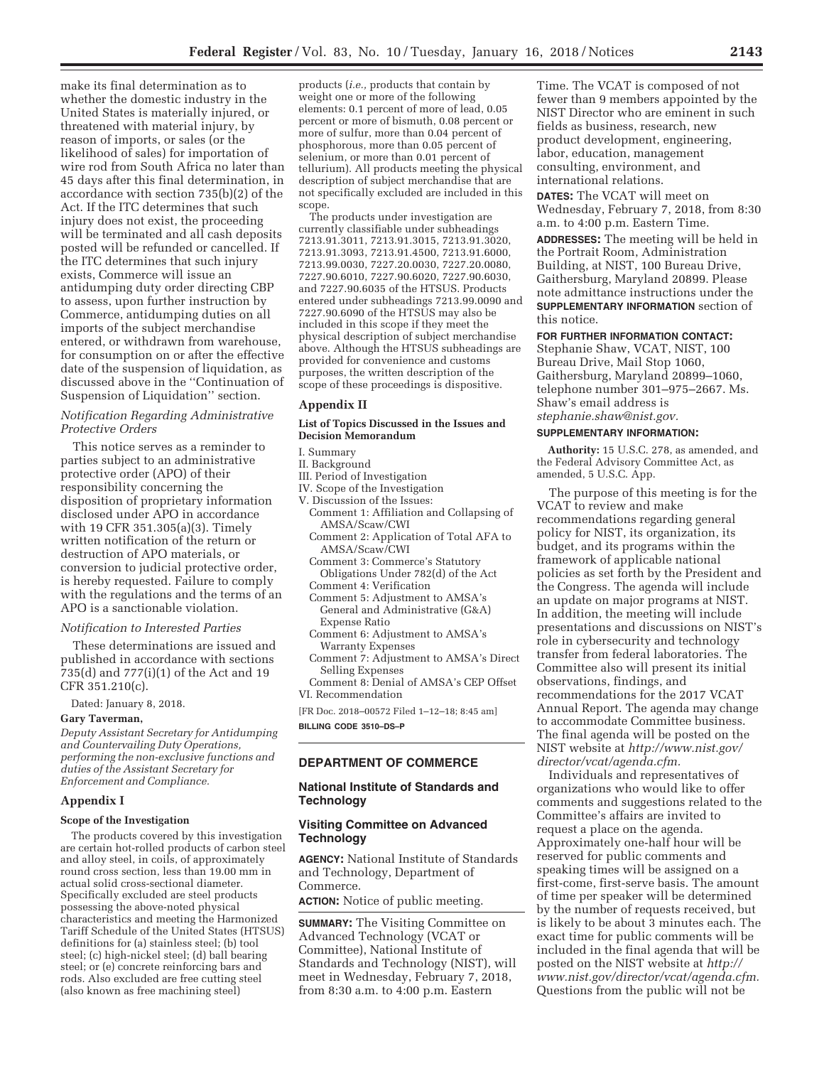make its final determination as to whether the domestic industry in the United States is materially injured, or threatened with material injury, by reason of imports, or sales (or the likelihood of sales) for importation of wire rod from South Africa no later than 45 days after this final determination, in accordance with section 735(b)(2) of the Act. If the ITC determines that such injury does not exist, the proceeding will be terminated and all cash deposits posted will be refunded or cancelled. If the ITC determines that such injury exists, Commerce will issue an antidumping duty order directing CBP to assess, upon further instruction by Commerce, antidumping duties on all imports of the subject merchandise entered, or withdrawn from warehouse, for consumption on or after the effective date of the suspension of liquidation, as discussed above in the ''Continuation of Suspension of Liquidation'' section.

### *Notification Regarding Administrative Protective Orders*

This notice serves as a reminder to parties subject to an administrative protective order (APO) of their responsibility concerning the disposition of proprietary information disclosed under APO in accordance with 19 CFR 351.305(a)(3). Timely written notification of the return or destruction of APO materials, or conversion to judicial protective order, is hereby requested. Failure to comply with the regulations and the terms of an APO is a sanctionable violation.

### *Notification to Interested Parties*

These determinations are issued and published in accordance with sections 735(d) and 777(i)(1) of the Act and 19 CFR 351.210(c).

Dated: January 8, 2018.

**Gary Taverman,**

*Deputy Assistant Secretary for Antidumping and Countervailing Duty Operations, performing the non-exclusive functions and duties of the Assistant Secretary for Enforcement and Compliance.*

## Appendix I

### Scope of the Investigation

The products covered by this investigation are certain hot-rolled products of carbon steel and alloy steel, in coils, of approximately round cross section, less than 19.00 mm in actual solid cross-sectional diameter. Specifically excluded are steel products possessing the above-noted physical characteristics and meeting the Harmonized Tariff Schedule of the United States (HTSUS) definitions for (a) stainless steel; (b) tool steel; (c) high-nickel steel; (d) ball bearing steel; or (e) concrete reinforcing bars and rods. Also excluded are free cutting steel (also known as free machining steel) products (*i.e.,* products that contain by weight one or more of the following elements: 0.1 percent of more of lead, 0.05 percent or more of bismuth, 0.08 percent or more of sulfur, more than 0.04 percent of phosphorous, more than 0.05 percent of selenium, or more than 0.01 percent of tellurium). All products meeting the physical description of subject merchandise that are not specifically excluded are included in this scope.

The products under investigation are currently classifiable under subheadings 7213.91.3011, 7213.91.3015, 7213.91.3020, 7213.91.3093, 7213.91.4500, 7213.91.6000, 7213.99.0030, 7227.20.0030, 7227.20.0080, 7227.90.6010, 7227.90.6020, 7227.90.6030, and 7227.90.6035 of the HTSUS. Products entered under subheadings 7213.99.0090 and 7227.90.6090 of the HTSUS may also be included in this scope if they meet the physical description of subject merchandise above. Although the HTSUS subheadings are provided for convenience and customs purposes, the written description of the scope of these proceedings is dispositive.

## Appendix II

### List of Topics Discussed in the Issues and Decision Memorandum

I. Summary
II. Background
III. Period of Investigation
IV. Scope of the Investigation
V. Discussion of the Issues:
  Comment 1: Affiliation and Collapsing of AMSA/Scaw/CWI
  Comment 2: Application of Total AFA to AMSA/Scaw/CWI
  Comment 3: Commerce's Statutory Obligations Under 782(d) of the Act
  Comment 4: Verification
  Comment 5: Adjustment to AMSA's General and Administrative (G&A) Expense Ratio
  Comment 6: Adjustment to AMSA's Warranty Expenses
  Comment 7: Adjustment to AMSA's Direct Selling Expenses
  Comment 8: Denial of AMSA's CEP Offset
VI. Recommendation

[FR Doc. 2018–00572 Filed 1–12–18; 8:45 am]

**BILLING CODE 3510–DS–P**

---

## DEPARTMENT OF COMMERCE

### National Institute of Standards and Technology

### Visiting Committee on Advanced Technology

**AGENCY:** National Institute of Standards and Technology, Department of Commerce.

**ACTION:** Notice of public meeting.

**SUMMARY:** The Visiting Committee on Advanced Technology (VCAT or Committee), National Institute of Standards and Technology (NIST), will meet in Wednesday, February 7, 2018, from 8:30 a.m. to 4:00 p.m. Eastern Time. The VCAT is composed of not fewer than 9 members appointed by the NIST Director who are eminent in such fields as business, research, new product development, engineering, labor, education, management consulting, environment, and international relations.

**DATES:** The VCAT will meet on Wednesday, February 7, 2018, from 8:30 a.m. to 4:00 p.m. Eastern Time.

**ADDRESSES:** The meeting will be held in the Portrait Room, Administration Building, at NIST, 100 Bureau Drive, Gaithersburg, Maryland 20899. Please note admittance instructions under the **SUPPLEMENTARY INFORMATION** section of this notice.

**FOR FURTHER INFORMATION CONTACT:** Stephanie Shaw, VCAT, NIST, 100 Bureau Drive, Mail Stop 1060, Gaithersburg, Maryland 20899–1060, telephone number 301–975–2667. Ms. Shaw's email address is *stephanie.shaw@nist.gov.*

**SUPPLEMENTARY INFORMATION:**

**Authority:** 15 U.S.C. 278, as amended, and the Federal Advisory Committee Act, as amended, 5 U.S.C. App.

The purpose of this meeting is for the VCAT to review and make recommendations regarding general policy for NIST, its organization, its budget, and its programs within the framework of applicable national policies as set forth by the President and the Congress. The agenda will include an update on major programs at NIST. In addition, the meeting will include presentations and discussions on NIST's role in cybersecurity and technology transfer from federal laboratories. The Committee also will present its initial observations, findings, and recommendations for the 2017 VCAT Annual Report. The agenda may change to accommodate Committee business. The final agenda will be posted on the NIST website at *http://www.nist.gov/director/vcat/agenda.cfm.*

Individuals and representatives of organizations who would like to offer comments and suggestions related to the Committee's affairs are invited to request a place on the agenda. Approximately one-half hour will be reserved for public comments and speaking times will be assigned on a first-come, first-serve basis. The amount of time per speaker will be determined by the number of requests received, but is likely to be about 3 minutes each. The exact time for public comments will be included in the final agenda that will be posted on the NIST website at *http://www.nist.gov/director/vcat/agenda.cfm.* Questions from the public will not be